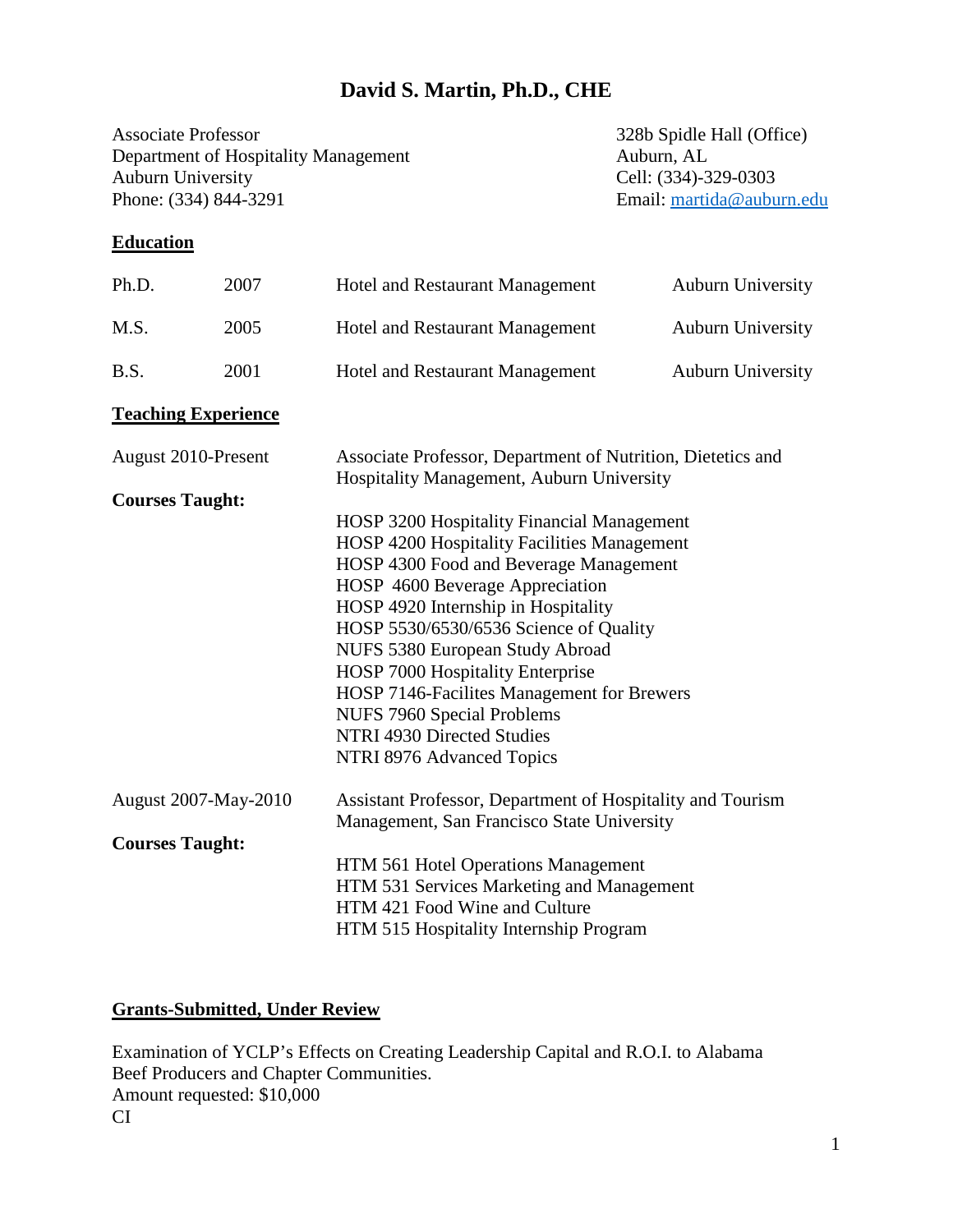# David S. Martin, Ph.D., CHE

Associate Professor
Department of Hospitality Management
Auburn University
Phone: (334) 844-3291

328b Spidle Hall (Office)
Auburn, AL
Cell: (334)-329-0303
Email: martida@auburn.edu

## Education

| | | | |
|---|---|---|---|
| Ph.D. | 2007 | Hotel and Restaurant Management | Auburn University |
| M.S. | 2005 | Hotel and Restaurant Management | Auburn University |
| B.S. | 2001 | Hotel and Restaurant Management | Auburn University |

## Teaching Experience

August 2010-Present — Associate Professor, Department of Nutrition, Dietetics and Hospitality Management, Auburn University

**Courses Taught:**

- HOSP 3200 Hospitality Financial Management
- HOSP 4200 Hospitality Facilities Management
- HOSP 4300 Food and Beverage Management
- HOSP 4600 Beverage Appreciation
- HOSP 4920 Internship in Hospitality
- HOSP 5530/6530/6536 Science of Quality
- NUFS 5380 European Study Abroad
- HOSP 7000 Hospitality Enterprise
- HOSP 7146-Facilites Management for Brewers
- NUFS 7960 Special Problems
- NTRI 4930 Directed Studies
- NTRI 8976 Advanced Topics

August 2007-May-2010 — Assistant Professor, Department of Hospitality and Tourism Management, San Francisco State University

**Courses Taught:**

- HTM 561 Hotel Operations Management
- HTM 531 Services Marketing and Management
- HTM 421 Food Wine and Culture
- HTM 515 Hospitality Internship Program

## Grants-Submitted, Under Review

Examination of YCLP's Effects on Creating Leadership Capital and R.O.I. to Alabama Beef Producers and Chapter Communities.
Amount requested: $10,000
CI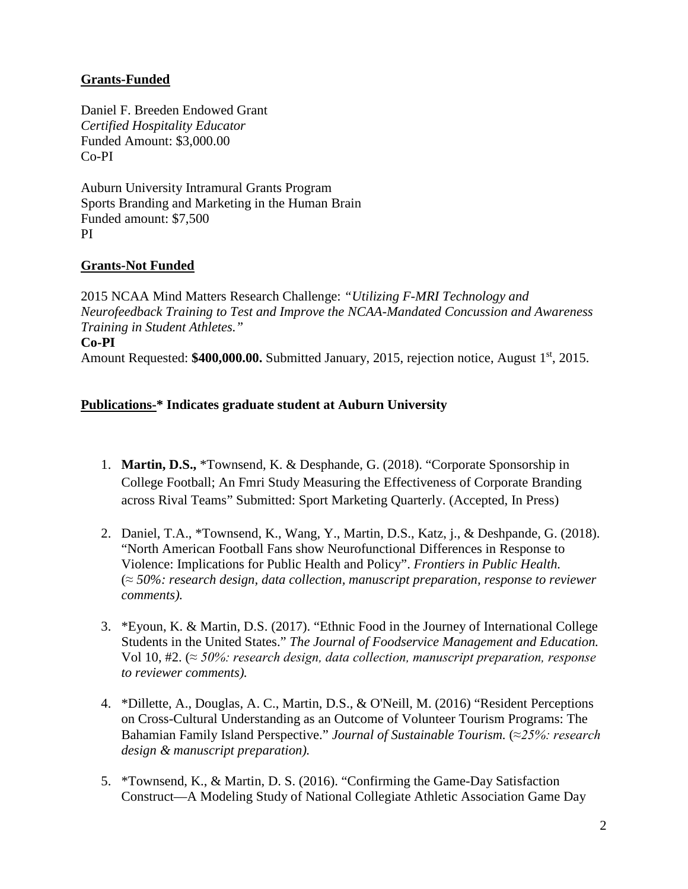**<u>Grants-Funded</u>**

Daniel F. Breeden Endowed Grant
*Certified Hospitality Educator*
Funded Amount: $3,000.00
Co-PI

Auburn University Intramural Grants Program
Sports Branding and Marketing in the Human Brain
Funded amount: $7,500
PI

**<u>Grants-Not Funded</u>**

2015 NCAA Mind Matters Research Challenge: *"Utilizing F-MRI Technology and Neurofeedback Training to Test and Improve the NCAA-Mandated Concussion and Awareness Training in Student Athletes."*
**Co-PI**
Amount Requested: **$400,000.00.** Submitted January, 2015, rejection notice, August 1st, 2015.

**<u>Publications-</u>* Indicates graduate student at Auburn University**

1. **Martin, D.S.,** *Townsend, K. & Desphande, G. (2018). "Corporate Sponsorship in College Football; An Fmri Study Measuring the Effectiveness of Corporate Branding across Rival Teams" Submitted: Sport Marketing Quarterly. (Accepted, In Press)

2. Daniel, T.A., *Townsend, K., Wang, Y., Martin, D.S., Katz, j., & Deshpande, G. (2018). "North American Football Fans show Neurofunctional Differences in Response to Violence: Implications for Public Health and Policy". *Frontiers in Public Health.* (≈ *50%: research design, data collection, manuscript preparation, response to reviewer comments).*

3. *Eyoun, K. & Martin, D.S. (2017). "Ethnic Food in the Journey of International College Students in the United States." *The Journal of Foodservice Management and Education.* Vol 10, #2. (≈ *50%: research design, data collection, manuscript preparation, response to reviewer comments).*

4. *Dillette, A., Douglas, A. C., Martin, D.S., & O'Neill, M. (2016) "Resident Perceptions on Cross-Cultural Understanding as an Outcome of Volunteer Tourism Programs: The Bahamian Family Island Perspective." *Journal of Sustainable Tourism.* (≈*25%: research design & manuscript preparation).*

5. *Townsend, K., & Martin, D. S. (2016). "Confirming the Game-Day Satisfaction Construct—A Modeling Study of National Collegiate Athletic Association Game Day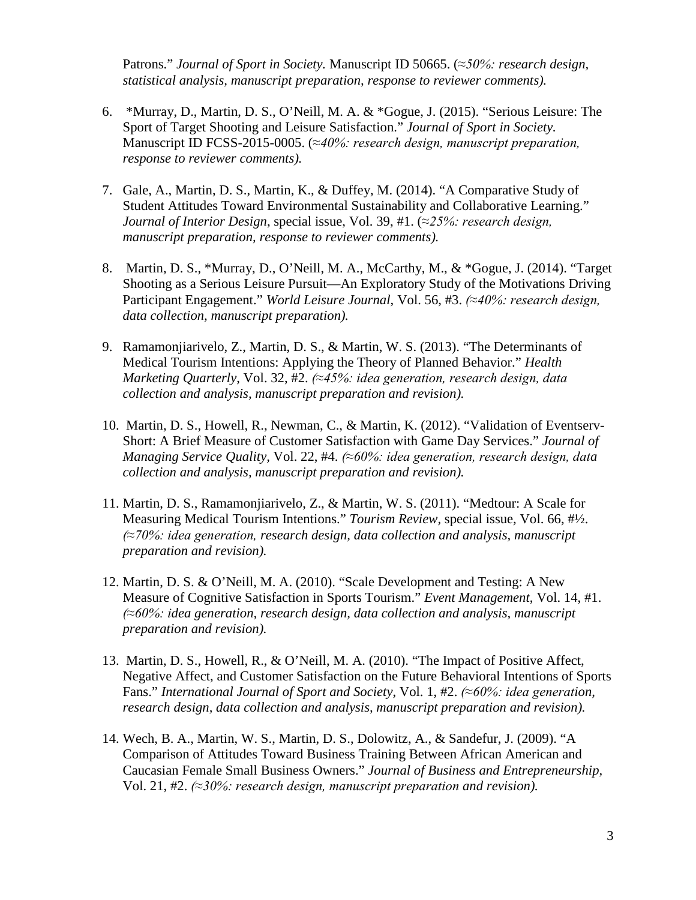Patrons." *Journal of Sport in Society.* Manuscript ID 50665. (*≈50%: research design, statistical analysis, manuscript preparation, response to reviewer comments).*

6. *Murray, D., Martin, D. S., O'Neill, M. A. & *Gogue, J. (2015). "Serious Leisure: The Sport of Target Shooting and Leisure Satisfaction." *Journal of Sport in Society.* Manuscript ID FCSS-2015-0005. (*≈40%: research design, manuscript preparation, response to reviewer comments).*

7. Gale, A., Martin, D. S., Martin, K., & Duffey, M. (2014). "A Comparative Study of Student Attitudes Toward Environmental Sustainability and Collaborative Learning." *Journal of Interior Design*, special issue, Vol. 39, #1. (*≈25%: research design, manuscript preparation, response to reviewer comments).*

8. Martin, D. S., *Murray, D., O'Neill, M. A., McCarthy, M., & *Gogue, J. (2014). "Target Shooting as a Serious Leisure Pursuit—An Exploratory Study of the Motivations Driving Participant Engagement." *World Leisure Journal*, Vol. 56, #3. *(≈40%: research design, data collection, manuscript preparation).*

9. Ramamonjiarivelo, Z., Martin, D. S., & Martin, W. S. (2013). "The Determinants of Medical Tourism Intentions: Applying the Theory of Planned Behavior." *Health Marketing Quarterly*, Vol. 32, #2. *(≈45%: idea generation, research design, data collection and analysis, manuscript preparation and revision).*

10. Martin, D. S., Howell, R., Newman, C., & Martin, K. (2012). "Validation of Eventserv-Short: A Brief Measure of Customer Satisfaction with Game Day Services." *Journal of Managing Service Quality*, Vol. 22, #4. *(≈60%: idea generation, research design, data collection and analysis, manuscript preparation and revision).*

11. Martin, D. S., Ramamonjiarivelo, Z., & Martin, W. S. (2011). "Medtour: A Scale for Measuring Medical Tourism Intentions." *Tourism Review*, special issue, Vol. 66, #½. *(≈70%: idea generation, research design, data collection and analysis, manuscript preparation and revision).*

12. Martin, D. S. & O'Neill, M. A. (2010). "Scale Development and Testing: A New Measure of Cognitive Satisfaction in Sports Tourism." *Event Management*, Vol. 14, #1. *(≈60%: idea generation, research design, data collection and analysis, manuscript preparation and revision).*

13. Martin, D. S., Howell, R., & O'Neill, M. A. (2010). "The Impact of Positive Affect, Negative Affect, and Customer Satisfaction on the Future Behavioral Intentions of Sports Fans." *International Journal of Sport and Society*, Vol. 1, #2. *(≈60%: idea generation, research design, data collection and analysis, manuscript preparation and revision).*

14. Wech, B. A., Martin, W. S., Martin, D. S., Dolowitz, A., & Sandefur, J. (2009). "A Comparison of Attitudes Toward Business Training Between African American and Caucasian Female Small Business Owners." *Journal of Business and Entrepreneurship,* Vol. 21, #2. *(≈30%: research design, manuscript preparation and revision).*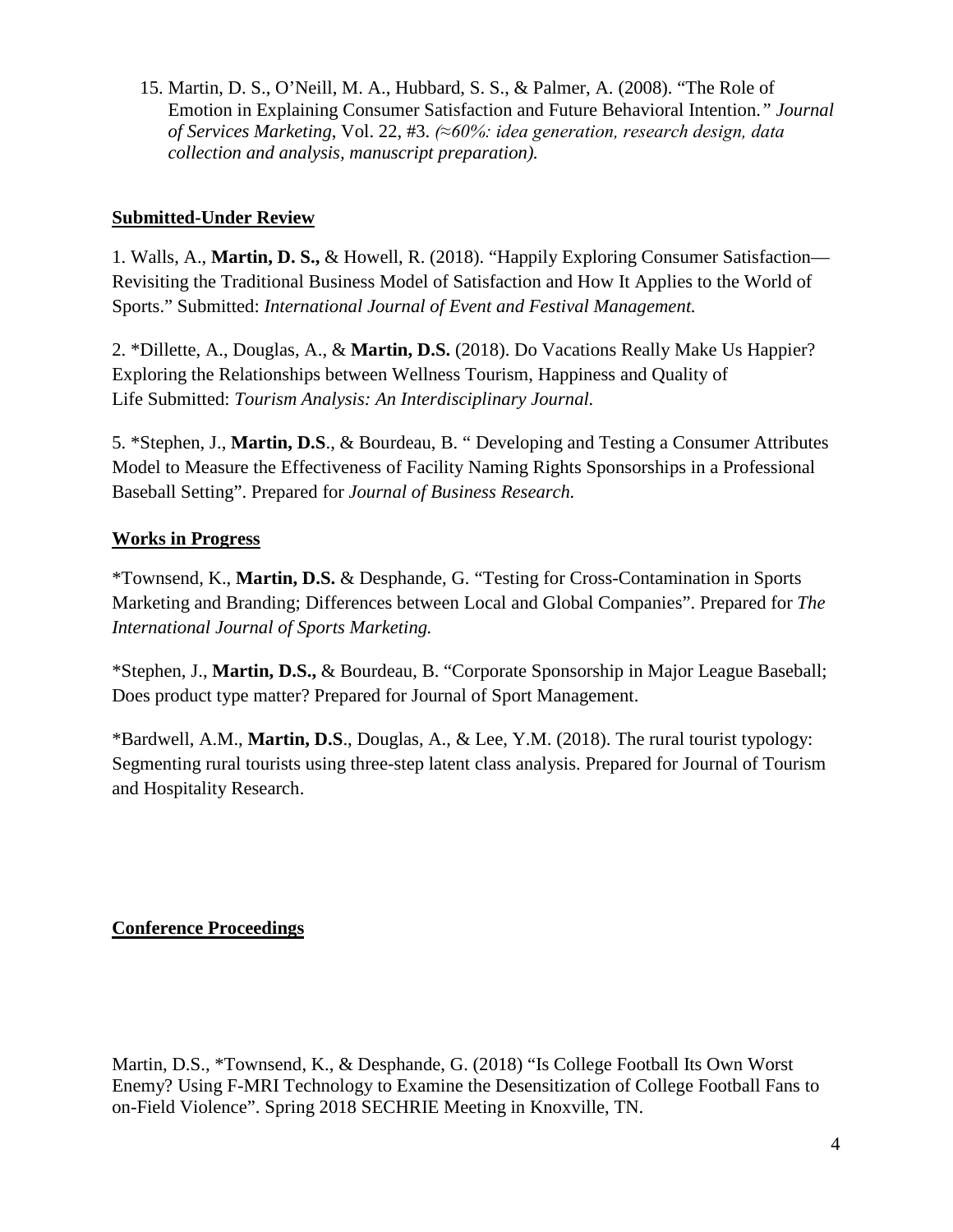15. Martin, D. S., O'Neill, M. A., Hubbard, S. S., & Palmer, A. (2008). "The Role of Emotion in Explaining Consumer Satisfaction and Future Behavioral Intention*." Journal of Services Marketing,* Vol. 22, #3. *(≈60%: idea generation, research design, data collection and analysis, manuscript preparation).*

**Submitted-Under Review**

1. Walls, A., **Martin, D. S.,** & Howell, R. (2018). "Happily Exploring Consumer Satisfaction—Revisiting the Traditional Business Model of Satisfaction and How It Applies to the World of Sports." Submitted: *International Journal of Event and Festival Management.*

2. *Dillette, A., Douglas, A., & **Martin, D.S.** (2018). Do Vacations Really Make Us Happier? Exploring the Relationships between Wellness Tourism, Happiness and Quality of Life Submitted: *Tourism Analysis: An Interdisciplinary Journal.*

5. *Stephen, J., **Martin, D.S**., & Bourdeau, B. " Developing and Testing a Consumer Attributes Model to Measure the Effectiveness of Facility Naming Rights Sponsorships in a Professional Baseball Setting". Prepared for *Journal of Business Research.*

**Works in Progress**

*Townsend, K., **Martin, D.S.** & Desphande, G. "Testing for Cross-Contamination in Sports Marketing and Branding; Differences between Local and Global Companies". Prepared for *The International Journal of Sports Marketing.*

*Stephen, J., **Martin, D.S.,** & Bourdeau, B. "Corporate Sponsorship in Major League Baseball; Does product type matter? Prepared for Journal of Sport Management.

*Bardwell, A.M., **Martin, D.S**., Douglas, A., & Lee, Y.M. (2018). The rural tourist typology: Segmenting rural tourists using three-step latent class analysis. Prepared for Journal of Tourism and Hospitality Research.

**Conference Proceedings**

Martin, D.S., *Townsend, K., & Desphande, G. (2018) "Is College Football Its Own Worst Enemy? Using F-MRI Technology to Examine the Desensitization of College Football Fans to on-Field Violence". Spring 2018 SECHRIE Meeting in Knoxville, TN.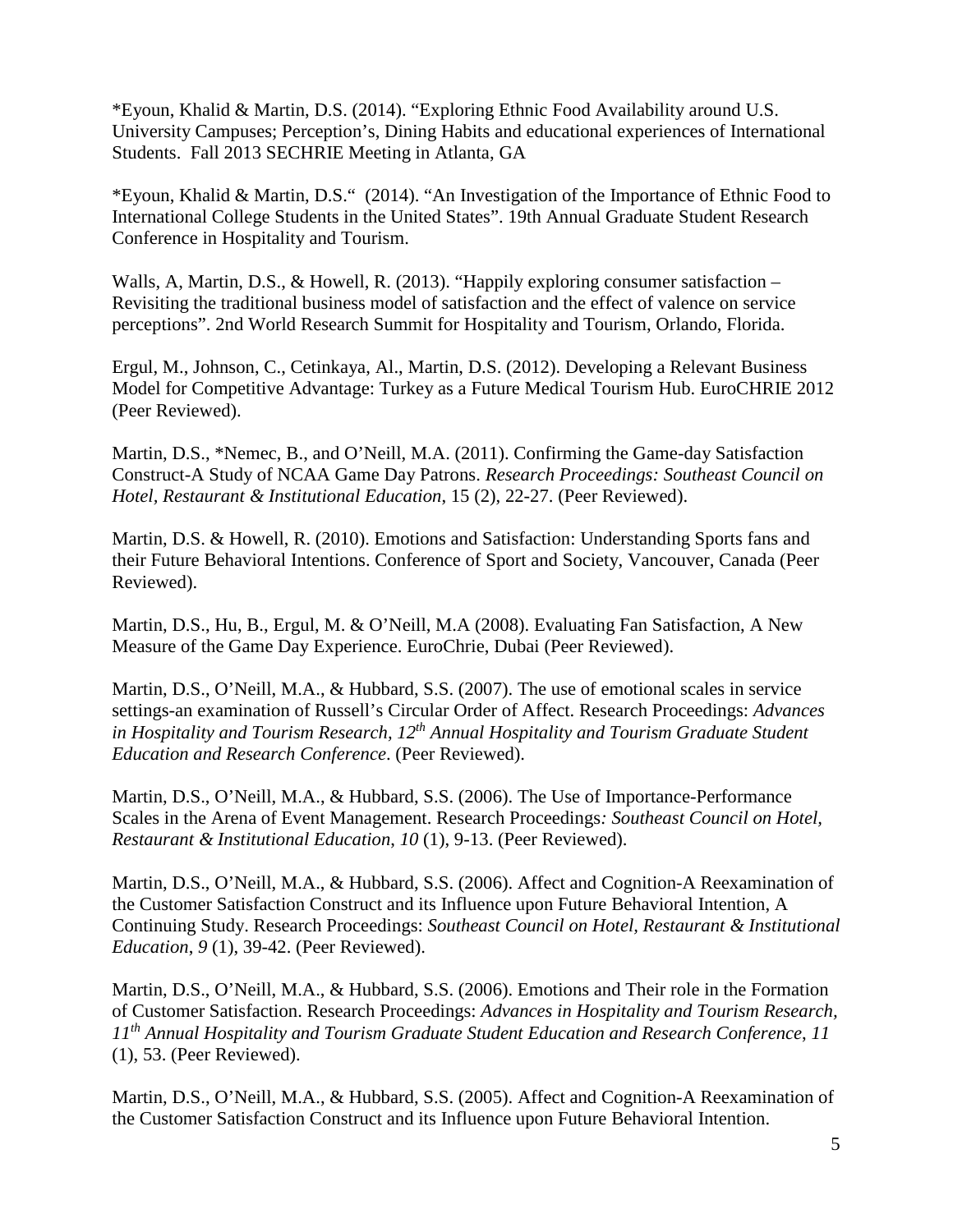*Eyoun, Khalid & Martin, D.S. (2014). “Exploring Ethnic Food Availability around U.S. University Campuses; Perception’s, Dining Habits and educational experiences of International Students. Fall 2013 SECHRIE Meeting in Atlanta, GA

*Eyoun, Khalid & Martin, D.S.“ (2014). “An Investigation of the Importance of Ethnic Food to International College Students in the United States”. 19th Annual Graduate Student Research Conference in Hospitality and Tourism.

Walls, A, Martin, D.S., & Howell, R. (2013). “Happily exploring consumer satisfaction – Revisiting the traditional business model of satisfaction and the effect of valence on service perceptions”. 2nd World Research Summit for Hospitality and Tourism, Orlando, Florida.

Ergul, M., Johnson, C., Cetinkaya, Al., Martin, D.S. (2012). Developing a Relevant Business Model for Competitive Advantage: Turkey as a Future Medical Tourism Hub. EuroCHRIE 2012 (Peer Reviewed).

Martin, D.S., *Nemec, B., and O’Neill, M.A. (2011). Confirming the Game-day Satisfaction Construct-A Study of NCAA Game Day Patrons. *Research Proceedings: Southeast Council on Hotel, Restaurant & Institutional Education*, 15 (2), 22-27. (Peer Reviewed).

Martin, D.S. & Howell, R. (2010). Emotions and Satisfaction: Understanding Sports fans and their Future Behavioral Intentions. Conference of Sport and Society, Vancouver, Canada (Peer Reviewed).

Martin, D.S., Hu, B., Ergul, M. & O’Neill, M.A (2008). Evaluating Fan Satisfaction, A New Measure of the Game Day Experience. EuroChrie, Dubai (Peer Reviewed).

Martin, D.S., O’Neill, M.A., & Hubbard, S.S. (2007). The use of emotional scales in service settings-an examination of Russell’s Circular Order of Affect. Research Proceedings: *Advances in Hospitality and Tourism Research, 12th Annual Hospitality and Tourism Graduate Student Education and Research Conference*. (Peer Reviewed).

Martin, D.S., O’Neill, M.A., & Hubbard, S.S. (2006). The Use of Importance-Performance Scales in the Arena of Event Management. Research Proceedings*: Southeast Council on Hotel, Restaurant & Institutional Education*, *10* (1), 9-13. (Peer Reviewed).

Martin, D.S., O’Neill, M.A., & Hubbard, S.S. (2006). Affect and Cognition-A Reexamination of the Customer Satisfaction Construct and its Influence upon Future Behavioral Intention, A Continuing Study. Research Proceedings: *Southeast Council on Hotel, Restaurant & Institutional Education*, *9* (1), 39-42. (Peer Reviewed).

Martin, D.S., O’Neill, M.A., & Hubbard, S.S. (2006). Emotions and Their role in the Formation of Customer Satisfaction. Research Proceedings: *Advances in Hospitality and Tourism Research, 11th Annual Hospitality and Tourism Graduate Student Education and Research Conference*, *11* (1), 53. (Peer Reviewed).

Martin, D.S., O’Neill, M.A., & Hubbard, S.S. (2005). Affect and Cognition-A Reexamination of the Customer Satisfaction Construct and its Influence upon Future Behavioral Intention.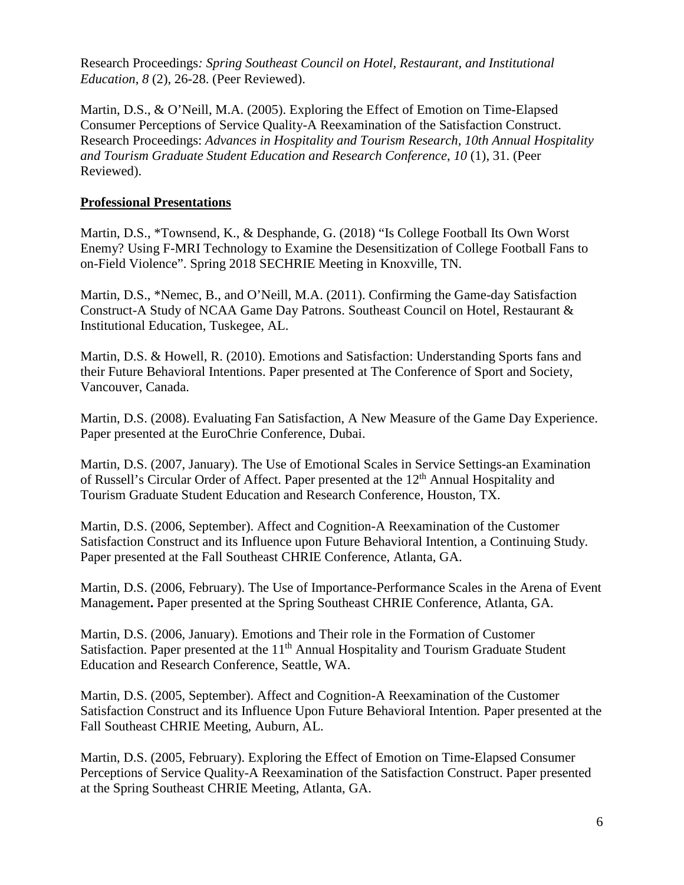Research Proceedings*: Spring Southeast Council on Hotel, Restaurant, and Institutional Education*, *8* (2), 26-28. (Peer Reviewed).

Martin, D.S., & O'Neill, M.A. (2005). Exploring the Effect of Emotion on Time-Elapsed Consumer Perceptions of Service Quality-A Reexamination of the Satisfaction Construct. Research Proceedings: *Advances in Hospitality and Tourism Research, 10th Annual Hospitality and Tourism Graduate Student Education and Research Conference*, *10* (1), 31. (Peer Reviewed).

## Professional Presentations

Martin, D.S., *Townsend, K., & Desphande, G. (2018) "Is College Football Its Own Worst Enemy? Using F-MRI Technology to Examine the Desensitization of College Football Fans to on-Field Violence". Spring 2018 SECHRIE Meeting in Knoxville, TN.

Martin, D.S., *Nemec, B., and O'Neill, M.A. (2011). Confirming the Game-day Satisfaction Construct-A Study of NCAA Game Day Patrons. Southeast Council on Hotel, Restaurant & Institutional Education, Tuskegee, AL.

Martin, D.S. & Howell, R. (2010). Emotions and Satisfaction: Understanding Sports fans and their Future Behavioral Intentions. Paper presented at The Conference of Sport and Society, Vancouver, Canada.

Martin, D.S. (2008). Evaluating Fan Satisfaction, A New Measure of the Game Day Experience. Paper presented at the EuroChrie Conference, Dubai.

Martin, D.S. (2007, January). The Use of Emotional Scales in Service Settings-an Examination of Russell's Circular Order of Affect. Paper presented at the 12th Annual Hospitality and Tourism Graduate Student Education and Research Conference, Houston, TX.

Martin, D.S. (2006, September). Affect and Cognition-A Reexamination of the Customer Satisfaction Construct and its Influence upon Future Behavioral Intention, a Continuing Study. Paper presented at the Fall Southeast CHRIE Conference, Atlanta, GA.

Martin, D.S. (2006, February). The Use of Importance-Performance Scales in the Arena of Event Management**.** Paper presented at the Spring Southeast CHRIE Conference, Atlanta, GA.

Martin, D.S. (2006, January). Emotions and Their role in the Formation of Customer Satisfaction. Paper presented at the 11th Annual Hospitality and Tourism Graduate Student Education and Research Conference, Seattle, WA.

Martin, D.S. (2005, September). Affect and Cognition-A Reexamination of the Customer Satisfaction Construct and its Influence Upon Future Behavioral Intention. Paper presented at the Fall Southeast CHRIE Meeting, Auburn, AL.

Martin, D.S. (2005, February). Exploring the Effect of Emotion on Time-Elapsed Consumer Perceptions of Service Quality-A Reexamination of the Satisfaction Construct. Paper presented at the Spring Southeast CHRIE Meeting, Atlanta, GA.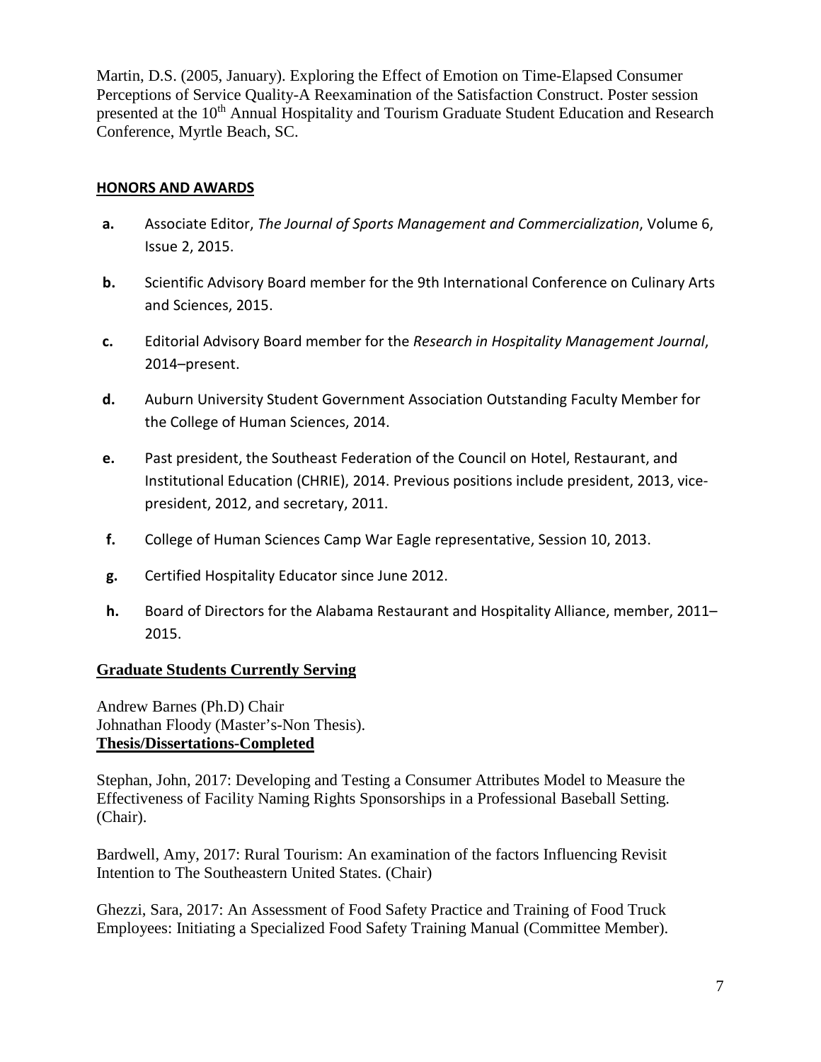Martin, D.S. (2005, January). Exploring the Effect of Emotion on Time-Elapsed Consumer Perceptions of Service Quality-A Reexamination of the Satisfaction Construct. Poster session presented at the 10th Annual Hospitality and Tourism Graduate Student Education and Research Conference, Myrtle Beach, SC.

## HONORS AND AWARDS

- **a.** Associate Editor, *The Journal of Sports Management and Commercialization*, Volume 6, Issue 2, 2015.
- **b.** Scientific Advisory Board member for the 9th International Conference on Culinary Arts and Sciences, 2015.
- **c.** Editorial Advisory Board member for the *Research in Hospitality Management Journal*, 2014–present.
- **d.** Auburn University Student Government Association Outstanding Faculty Member for the College of Human Sciences, 2014.
- **e.** Past president, the Southeast Federation of the Council on Hotel, Restaurant, and Institutional Education (CHRIE), 2014. Previous positions include president, 2013, vice-president, 2012, and secretary, 2011.
- **f.** College of Human Sciences Camp War Eagle representative, Session 10, 2013.
- **g.** Certified Hospitality Educator since June 2012.
- **h.** Board of Directors for the Alabama Restaurant and Hospitality Alliance, member, 2011–2015.

## Graduate Students Currently Serving

Andrew Barnes (Ph.D) Chair
Johnathan Floody (Master's-Non Thesis).

## Thesis/Dissertations-Completed

Stephan, John, 2017: Developing and Testing a Consumer Attributes Model to Measure the Effectiveness of Facility Naming Rights Sponsorships in a Professional Baseball Setting. (Chair).

Bardwell, Amy, 2017: Rural Tourism: An examination of the factors Influencing Revisit Intention to The Southeastern United States. (Chair)

Ghezzi, Sara, 2017: An Assessment of Food Safety Practice and Training of Food Truck Employees: Initiating a Specialized Food Safety Training Manual (Committee Member).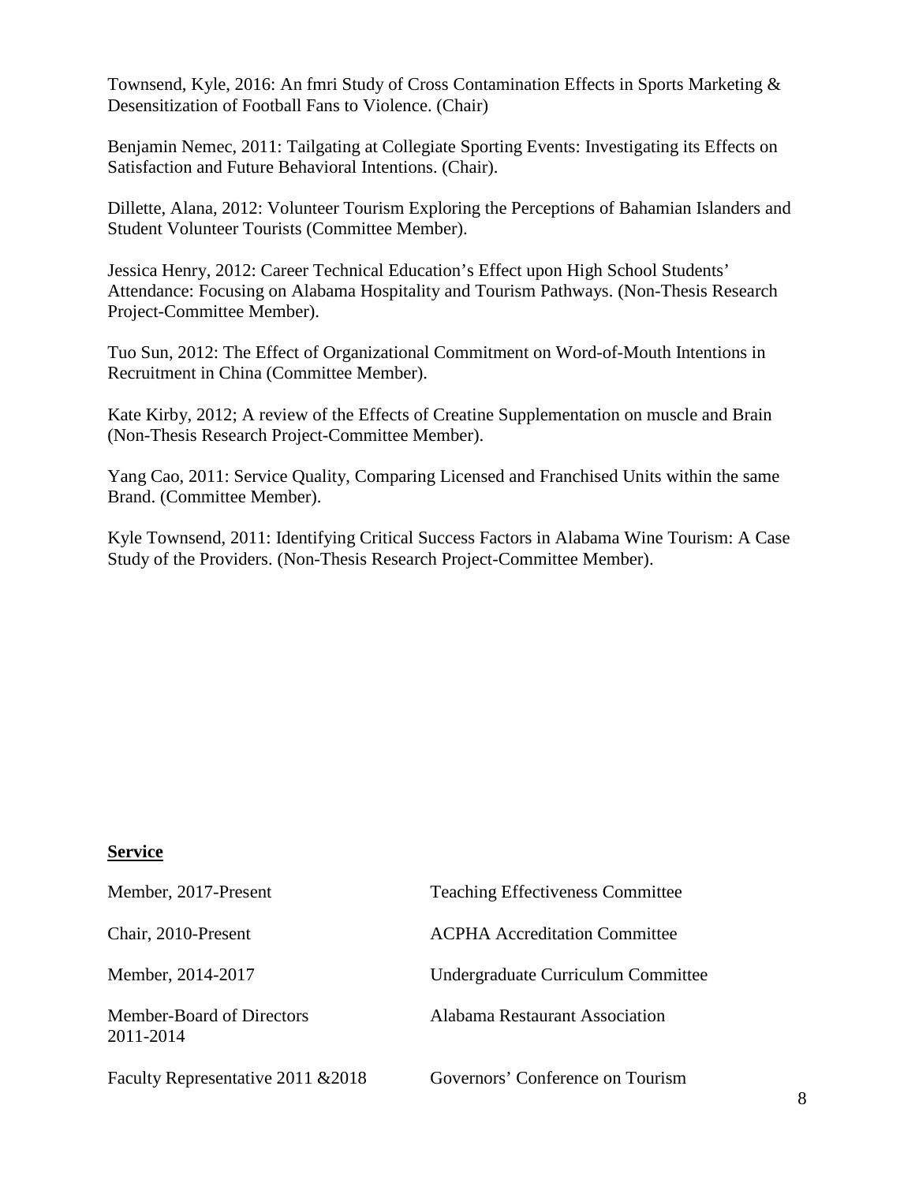Townsend, Kyle, 2016: An fmri Study of Cross Contamination Effects in Sports Marketing & Desensitization of Football Fans to Violence. (Chair)

Benjamin Nemec, 2011: Tailgating at Collegiate Sporting Events: Investigating its Effects on Satisfaction and Future Behavioral Intentions. (Chair).

Dillette, Alana, 2012: Volunteer Tourism Exploring the Perceptions of Bahamian Islanders and Student Volunteer Tourists (Committee Member).

Jessica Henry, 2012: Career Technical Education's Effect upon High School Students' Attendance: Focusing on Alabama Hospitality and Tourism Pathways. (Non-Thesis Research Project-Committee Member).

Tuo Sun, 2012: The Effect of Organizational Commitment on Word-of-Mouth Intentions in Recruitment in China (Committee Member).

Kate Kirby, 2012; A review of the Effects of Creatine Supplementation on muscle and Brain (Non-Thesis Research Project-Committee Member).

Yang Cao, 2011: Service Quality, Comparing Licensed and Franchised Units within the same Brand. (Committee Member).

Kyle Townsend, 2011: Identifying Critical Success Factors in Alabama Wine Tourism: A Case Study of the Providers. (Non-Thesis Research Project-Committee Member).

**Service**

| | |
|---|---|
| Member, 2017-Present | Teaching Effectiveness Committee |
| Chair, 2010-Present | ACPHA Accreditation Committee |
| Member, 2014-2017 | Undergraduate Curriculum Committee |
| Member-Board of Directors 2011-2014 | Alabama Restaurant Association |
| Faculty Representative 2011 &2018 | Governors' Conference on Tourism |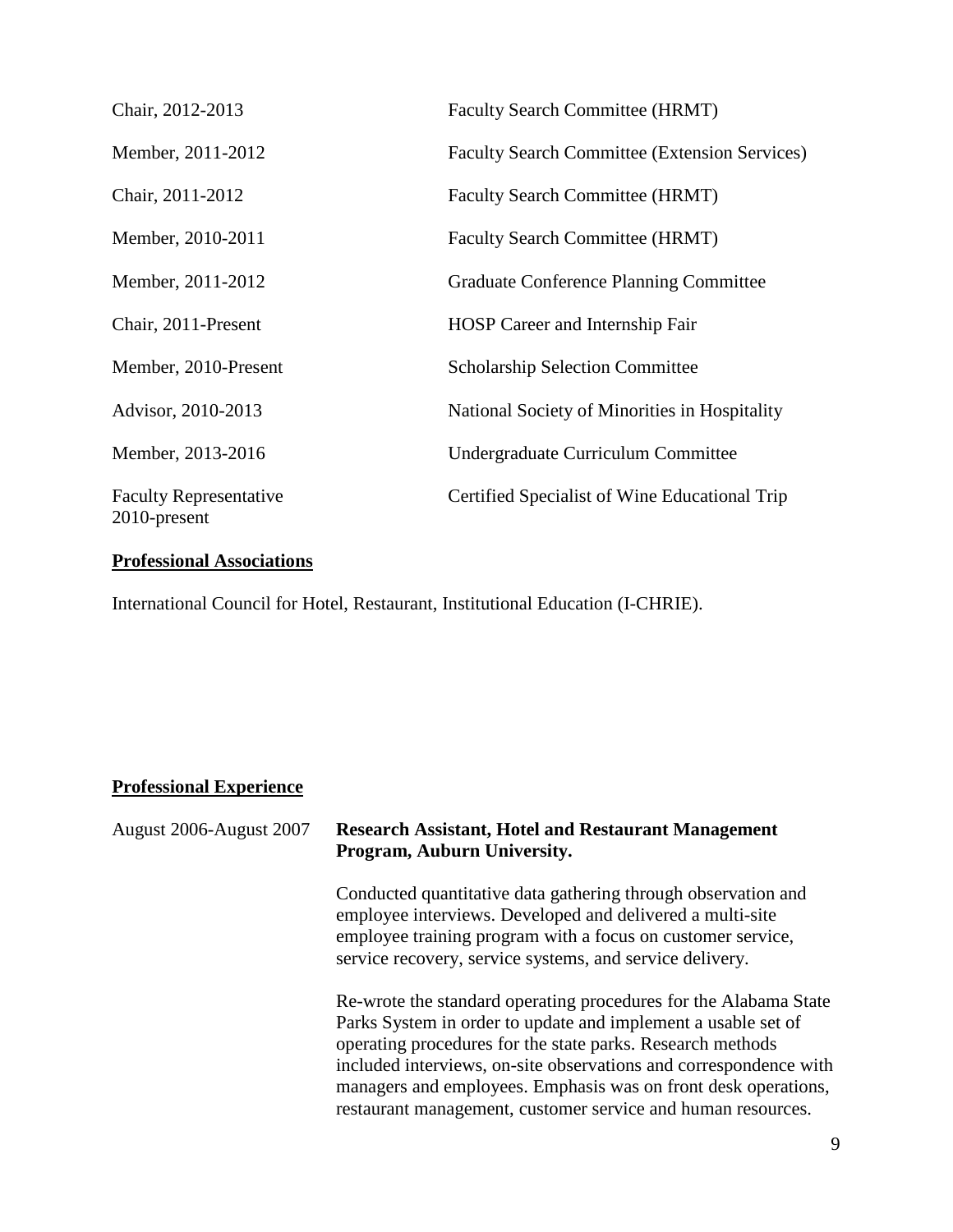| | |
|---|---|
| Chair, 2012-2013 | Faculty Search Committee (HRMT) |
| Member, 2011-2012 | Faculty Search Committee (Extension Services) |
| Chair, 2011-2012 | Faculty Search Committee (HRMT) |
| Member, 2010-2011 | Faculty Search Committee (HRMT) |
| Member, 2011-2012 | Graduate Conference Planning Committee |
| Chair, 2011-Present | HOSP Career and Internship Fair |
| Member, 2010-Present | Scholarship Selection Committee |
| Advisor, 2010-2013 | National Society of Minorities in Hospitality |
| Member, 2013-2016 | Undergraduate Curriculum Committee |
| Faculty Representative 2010-present | Certified Specialist of Wine Educational Trip |

**Professional Associations**

International Council for Hotel, Restaurant, Institutional Education (I-CHRIE).

**Professional Experience**

August 2006-August 2007 **Research Assistant, Hotel and Restaurant Management Program, Auburn University.**

Conducted quantitative data gathering through observation and employee interviews. Developed and delivered a multi-site employee training program with a focus on customer service, service recovery, service systems, and service delivery.

Re-wrote the standard operating procedures for the Alabama State Parks System in order to update and implement a usable set of operating procedures for the state parks. Research methods included interviews, on-site observations and correspondence with managers and employees. Emphasis was on front desk operations, restaurant management, customer service and human resources.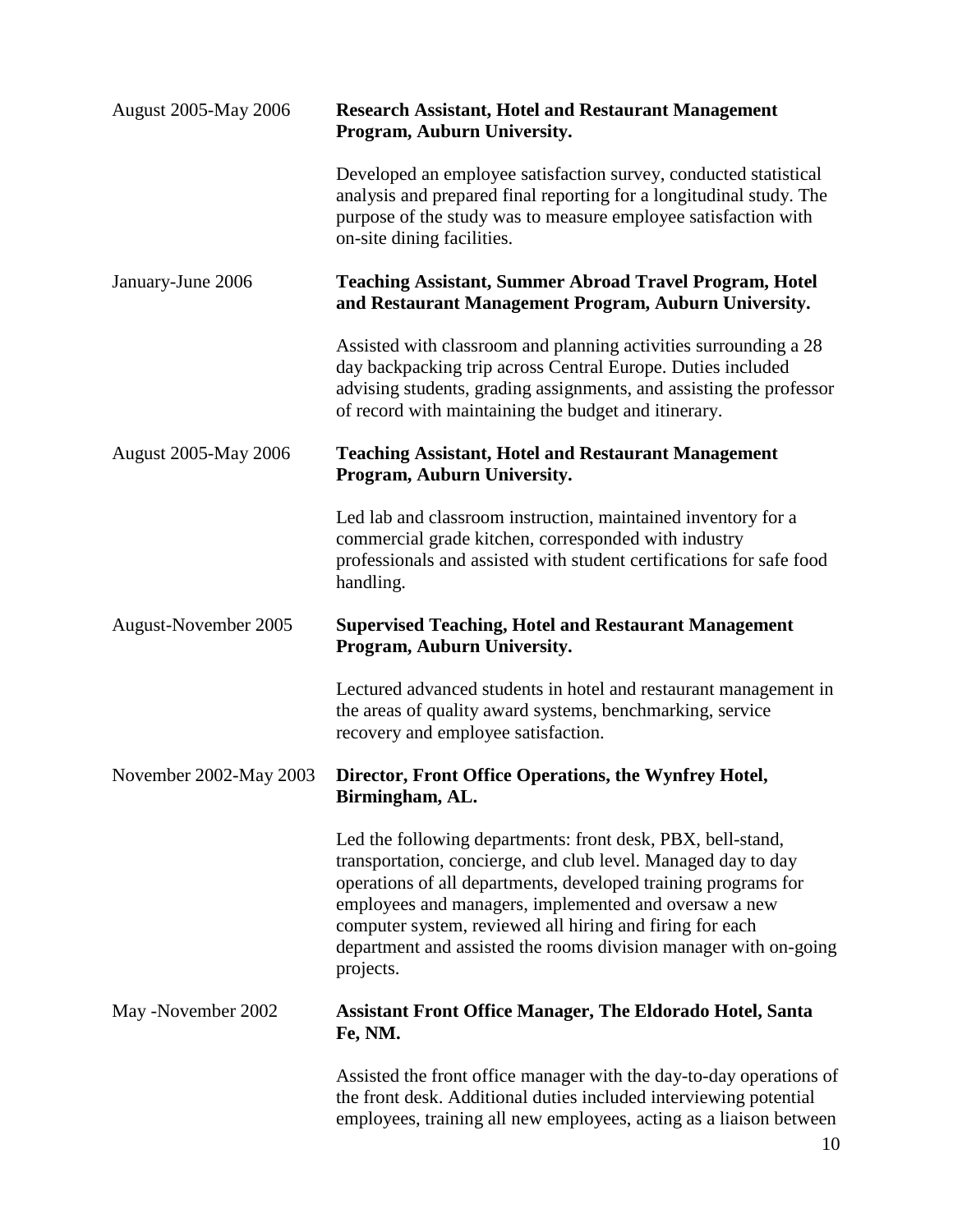August 2005-May 2006 **Research Assistant, Hotel and Restaurant Management Program, Auburn University.**

Developed an employee satisfaction survey, conducted statistical analysis and prepared final reporting for a longitudinal study. The purpose of the study was to measure employee satisfaction with on-site dining facilities.

January-June 2006 **Teaching Assistant, Summer Abroad Travel Program, Hotel and Restaurant Management Program, Auburn University.**

Assisted with classroom and planning activities surrounding a 28 day backpacking trip across Central Europe. Duties included advising students, grading assignments, and assisting the professor of record with maintaining the budget and itinerary.

August 2005-May 2006 **Teaching Assistant, Hotel and Restaurant Management Program, Auburn University.**

Led lab and classroom instruction, maintained inventory for a commercial grade kitchen, corresponded with industry professionals and assisted with student certifications for safe food handling.

August-November 2005 **Supervised Teaching, Hotel and Restaurant Management Program, Auburn University.**

Lectured advanced students in hotel and restaurant management in the areas of quality award systems, benchmarking, service recovery and employee satisfaction.

November 2002-May 2003 **Director, Front Office Operations, the Wynfrey Hotel, Birmingham, AL.**

Led the following departments: front desk, PBX, bell-stand, transportation, concierge, and club level. Managed day to day operations of all departments, developed training programs for employees and managers, implemented and oversaw a new computer system, reviewed all hiring and firing for each department and assisted the rooms division manager with on-going projects.

May -November 2002 **Assistant Front Office Manager, The Eldorado Hotel, Santa Fe, NM.**

Assisted the front office manager with the day-to-day operations of the front desk. Additional duties included interviewing potential employees, training all new employees, acting as a liaison between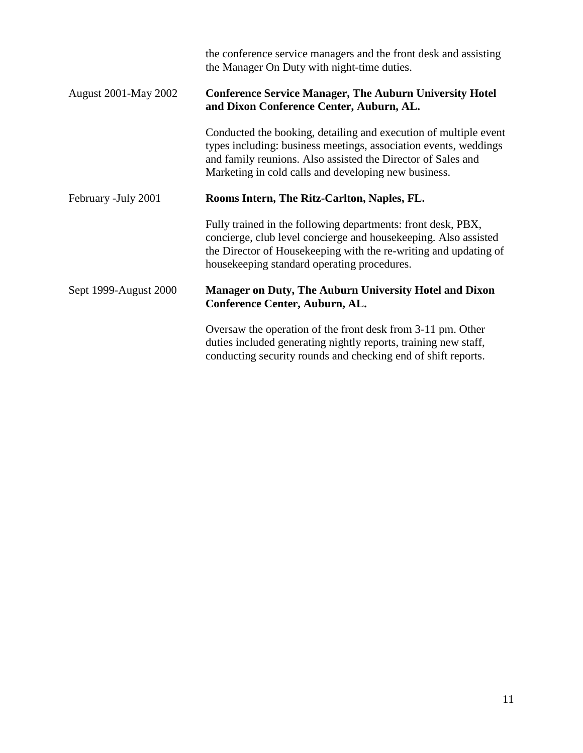the conference service managers and the front desk and assisting the Manager On Duty with night-time duties.

August 2001-May 2002 **Conference Service Manager, The Auburn University Hotel and Dixon Conference Center, Auburn, AL.**

Conducted the booking, detailing and execution of multiple event types including: business meetings, association events, weddings and family reunions. Also assisted the Director of Sales and Marketing in cold calls and developing new business.

February -July 2001 **Rooms Intern, The Ritz-Carlton, Naples, FL.**

Fully trained in the following departments: front desk, PBX, concierge, club level concierge and housekeeping. Also assisted the Director of Housekeeping with the re-writing and updating of housekeeping standard operating procedures.

Sept 1999-August 2000 **Manager on Duty, The Auburn University Hotel and Dixon Conference Center, Auburn, AL.**

Oversaw the operation of the front desk from 3-11 pm. Other duties included generating nightly reports, training new staff, conducting security rounds and checking end of shift reports.